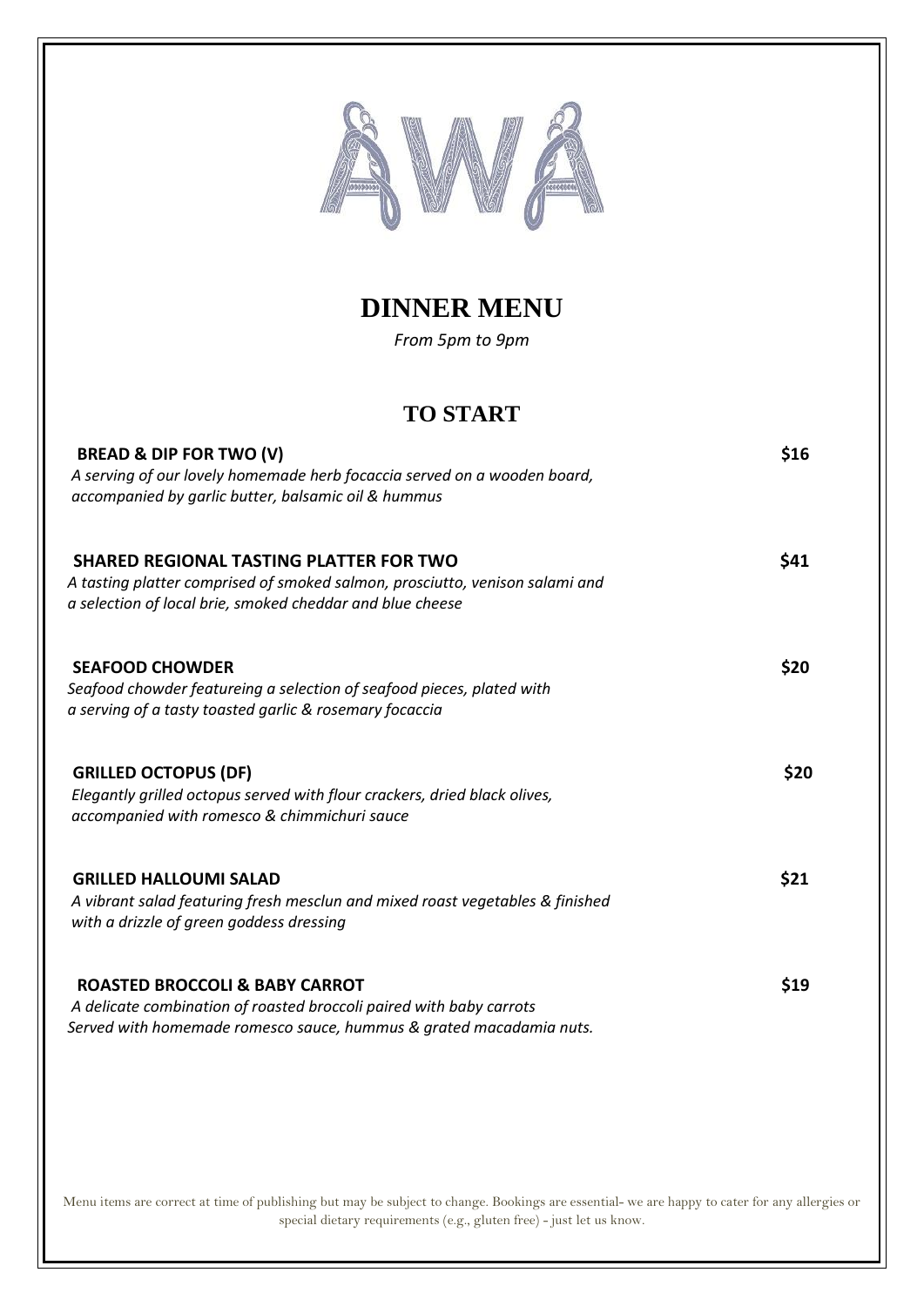# AWA

## DINNER MENU

*From 5pm to 9pm*

## TO START

**BREAD & DIP FOR TWO (V)** **$16**

*A serving of our lovely homemade herb focaccia served on a wooden board, accompanied by garlic butter, balsamic oil & hummus*

**SHARED REGIONAL TASTING PLATTER FOR TWO** **$41**

*A tasting platter comprised of smoked salmon, prosciutto, venison salami and a selection of local brie, smoked cheddar and blue cheese*

**SEAFOOD CHOWDER** **$20**

*Seafood chowder featureing a selection of seafood pieces, plated with a serving of a tasty toasted garlic & rosemary focaccia*

**GRILLED OCTOPUS (DF)** **$20**

*Elegantly grilled octopus served with flour crackers, dried black olives, accompanied with romesco & chimmichuri sauce*

**GRILLED HALLOUMI SALAD** **$21**

*A vibrant salad featuring fresh mesclun and mixed roast vegetables & finished with a drizzle of green goddess dressing*

**ROASTED BROCCOLI & BABY CARROT** **$19**

*A delicate combination of roasted broccoli paired with baby carrots Served with homemade romesco sauce, hummus & grated macadamia nuts.*

Menu items are correct at time of publishing but may be subject to change. Bookings are essential- we are happy to cater for any allergies or special dietary requirements (e.g., gluten free) - just let us know.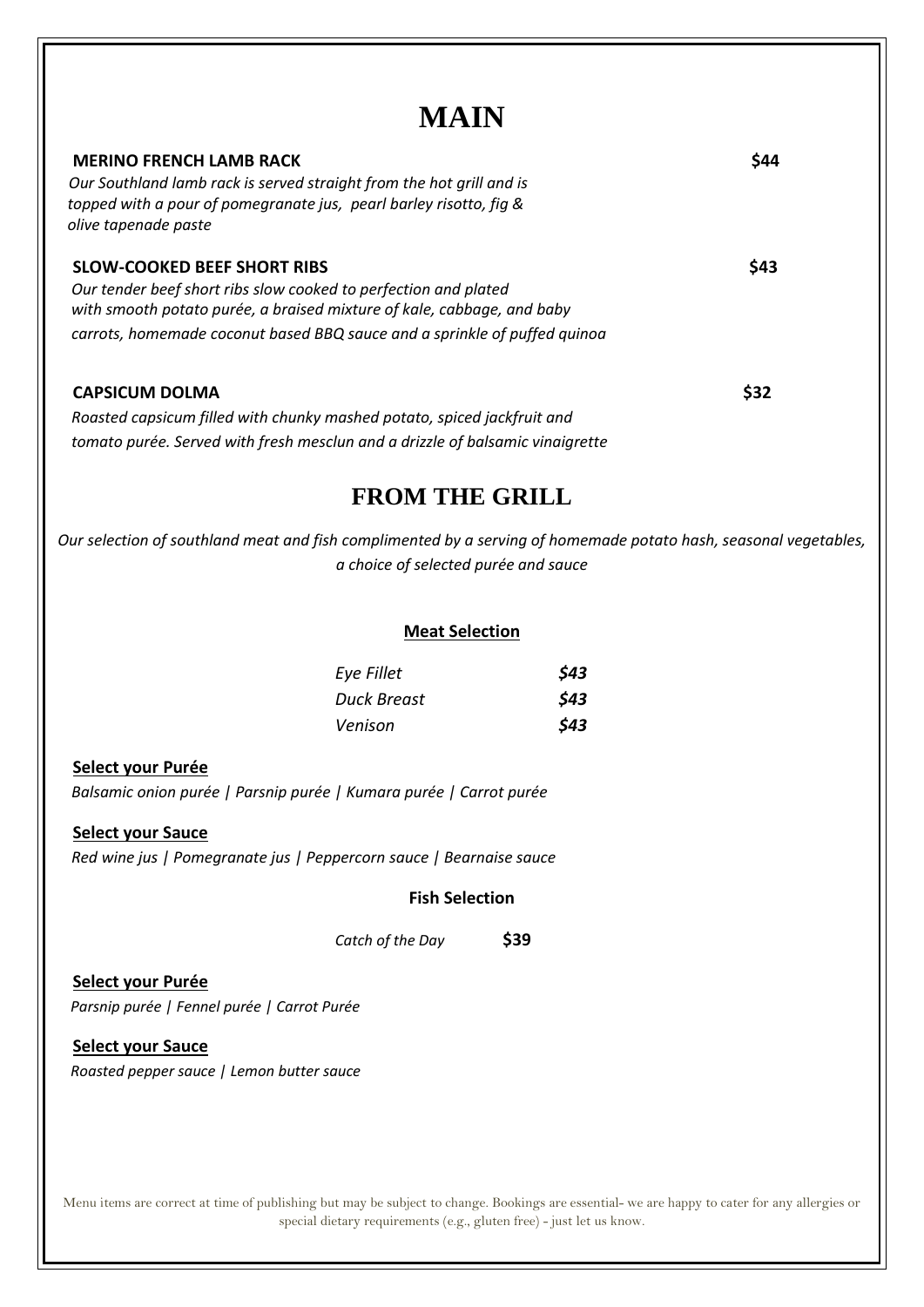# MAIN

**MERINO FRENCH LAMB RACK** **$44**

*Our Southland lamb rack is served straight from the hot grill and is topped with a pour of pomegranate jus, pearl barley risotto, fig & olive tapenade paste*

**SLOW-COOKED BEEF SHORT RIBS** **$43**

*Our tender beef short ribs slow cooked to perfection and plated with smooth potato purée, a braised mixture of kale, cabbage, and baby carrots, homemade coconut based BBQ sauce and a sprinkle of puffed quinoa*

**CAPSICUM DOLMA** **$32**

*Roasted capsicum filled with chunky mashed potato, spiced jackfruit and tomato purée. Served with fresh mesclun and a drizzle of balsamic vinaigrette*

# FROM THE GRILL

*Our selection of southland meat and fish complimented by a serving of homemade potato hash, seasonal vegetables, a choice of selected purée and sauce*

**Meat Selection**

| | |
|---|---|
| *Eye Fillet* | ***$43*** |
| *Duck Breast* | ***$43*** |
| *Venison* | ***$43*** |

**Select your Purée**

*Balsamic onion purée | Parsnip purée | Kumara purée | Carrot purée*

**Select your Sauce**

*Red wine jus | Pomegranate jus | Peppercorn sauce | Bearnaise sauce*

**Fish Selection**

*Catch of the Day* **$39**

**Select your Purée**

*Parsnip purée | Fennel purée | Carrot Purée*

**Select your Sauce**

*Roasted pepper sauce | Lemon butter sauce*

Menu items are correct at time of publishing but may be subject to change. Bookings are essential- we are happy to cater for any allergies or special dietary requirements (e.g., gluten free) - just let us know.